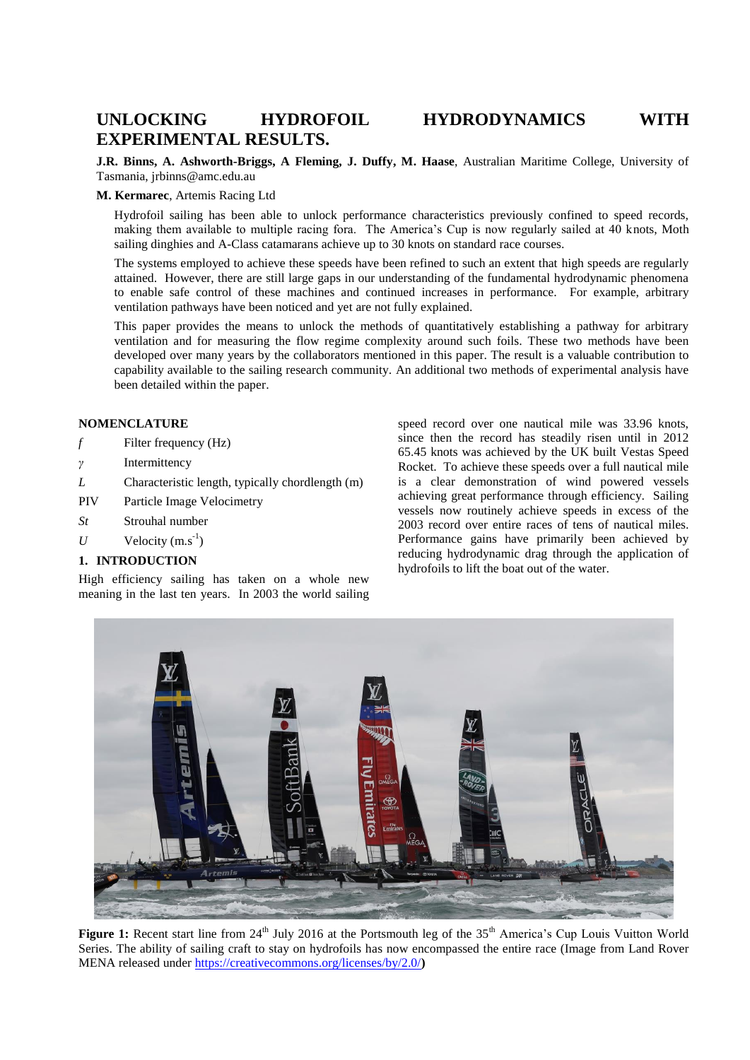# UNLOCKING HYDROFOIL HYDRODYNAMICS WITH EXPERIMENTAL RESULTS.

**J.R. Binns, A. Ashworth-Briggs, A Fleming, J. Duffy, M. Haase**, Australian Maritime College, University of Tasmania, jrbinns@amc.edu.au

**M. Kermarec**, Artemis Racing Ltd

Hydrofoil sailing has been able to unlock performance characteristics previously confined to speed records, making them available to multiple racing fora. The America's Cup is now regularly sailed at 40 knots, Moth sailing dinghies and A-Class catamarans achieve up to 30 knots on standard race courses.

The systems employed to achieve these speeds have been refined to such an extent that high speeds are regularly attained. However, there are still large gaps in our understanding of the fundamental hydrodynamic phenomena to enable safe control of these machines and continued increases in performance. For example, arbitrary ventilation pathways have been noticed and yet are not fully explained.

This paper provides the means to unlock the methods of quantitatively establishing a pathway for arbitrary ventilation and for measuring the flow regime complexity around such foils. These two methods have been developed over many years by the collaborators mentioned in this paper. The result is a valuable contribution to capability available to the sailing research community. An additional two methods of experimental analysis have been detailed within the paper.

## NOMENCLATURE

| | |
|---|---|
| $f$ | Filter frequency (Hz) |
| $\gamma$ | Intermittency |
| $L$ | Characteristic length, typically chordlength (m) |
| PIV | Particle Image Velocimetry |
| $St$ | Strouhal number |
| $U$ | Velocity ($m.s^{-1}$) |

## 1. INTRODUCTION

High efficiency sailing has taken on a whole new meaning in the last ten years. In 2003 the world sailing speed record over one nautical mile was 33.96 knots, since then the record has steadily risen until in 2012 65.45 knots was achieved by the UK built Vestas Speed Rocket. To achieve these speeds over a full nautical mile is a clear demonstration of wind powered vessels achieving great performance through efficiency. Sailing vessels now routinely achieve speeds in excess of the 2003 record over entire races of tens of nautical miles. Performance gains have primarily been achieved by reducing hydrodynamic drag through the application of hydrofoils to lift the boat out of the water.

**Figure 1:** Recent start line from 24th July 2016 at the Portsmouth leg of the 35th America's Cup Louis Vuitton World Series. The ability of sailing craft to stay on hydrofoils has now encompassed the entire race (Image from Land Rover MENA released under https://creativecommons.org/licenses/by/2.0/**)**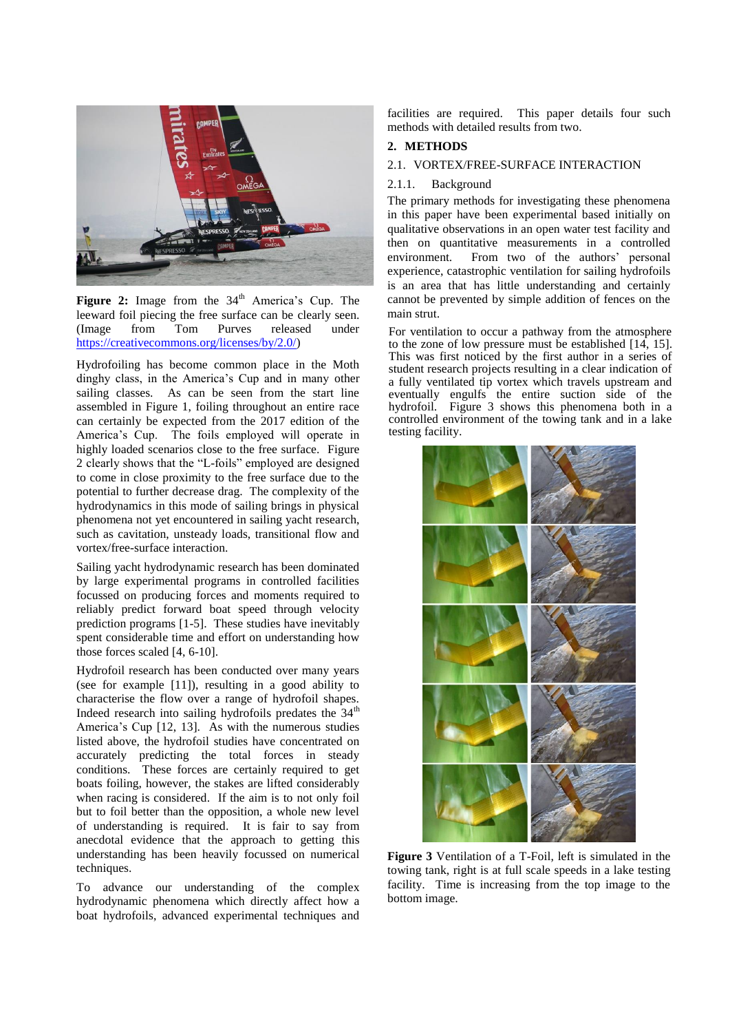**Figure 2:** Image from the 34th America's Cup. The leeward foil piecing the free surface can be clearly seen. (Image from Tom Purves released under https://creativecommons.org/licenses/by/2.0/)

Hydrofoiling has become common place in the Moth dinghy class, in the America's Cup and in many other sailing classes. As can be seen from the start line assembled in Figure 1, foiling throughout an entire race can certainly be expected from the 2017 edition of the America's Cup. The foils employed will operate in highly loaded scenarios close to the free surface. Figure 2 clearly shows that the "L-foils" employed are designed to come in close proximity to the free surface due to the potential to further decrease drag. The complexity of the hydrodynamics in this mode of sailing brings in physical phenomena not yet encountered in sailing yacht research, such as cavitation, unsteady loads, transitional flow and vortex/free-surface interaction.

Sailing yacht hydrodynamic research has been dominated by large experimental programs in controlled facilities focussed on producing forces and moments required to reliably predict forward boat speed through velocity prediction programs [1-5]. These studies have inevitably spent considerable time and effort on understanding how those forces scaled [4, 6-10].

Hydrofoil research has been conducted over many years (see for example [11]), resulting in a good ability to characterise the flow over a range of hydrofoil shapes. Indeed research into sailing hydrofoils predates the 34th America's Cup [12, 13]. As with the numerous studies listed above, the hydrofoil studies have concentrated on accurately predicting the total forces in steady conditions. These forces are certainly required to get boats foiling, however, the stakes are lifted considerably when racing is considered. If the aim is to not only foil but to foil better than the opposition, a whole new level of understanding is required. It is fair to say from anecdotal evidence that the approach to getting this understanding has been heavily focussed on numerical techniques.

To advance our understanding of the complex hydrodynamic phenomena which directly affect how a boat hydrofoils, advanced experimental techniques and facilities are required. This paper details four such methods with detailed results from two.

## 2. METHODS

### 2.1. VORTEX/FREE-SURFACE INTERACTION

#### 2.1.1. Background

The primary methods for investigating these phenomena in this paper have been experimental based initially on qualitative observations in an open water test facility and then on quantitative measurements in a controlled environment. From two of the authors' personal experience, catastrophic ventilation for sailing hydrofoils is an area that has little understanding and certainly cannot be prevented by simple addition of fences on the main strut.

For ventilation to occur a pathway from the atmosphere to the zone of low pressure must be established [14, 15]. This was first noticed by the first author in a series of student research projects resulting in a clear indication of a fully ventilated tip vortex which travels upstream and eventually engulfs the entire suction side of the hydrofoil. Figure 3 shows this phenomena both in a controlled environment of the towing tank and in a lake testing facility.

**Figure 3** Ventilation of a T-Foil, left is simulated in the towing tank, right is at full scale speeds in a lake testing facility. Time is increasing from the top image to the bottom image.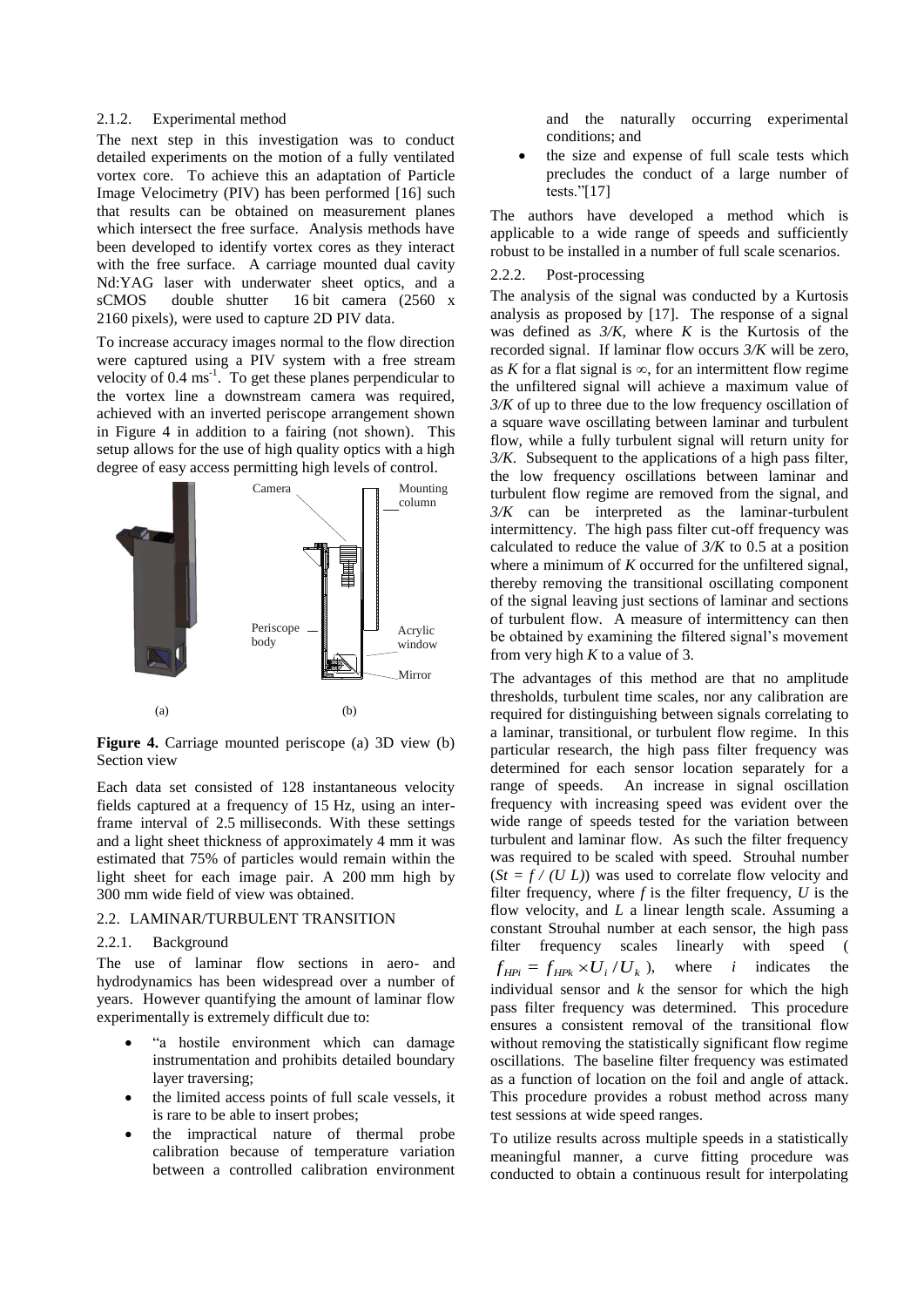#### 2.1.2. Experimental method

The next step in this investigation was to conduct detailed experiments on the motion of a fully ventilated vortex core. To achieve this an adaptation of Particle Image Velocimetry (PIV) has been performed [16] such that results can be obtained on measurement planes which intersect the free surface. Analysis methods have been developed to identify vortex cores as they interact with the free surface. A carriage mounted dual cavity Nd:YAG laser with underwater sheet optics, and a sCMOS double shutter 16 bit camera (2560 x 2160 pixels), were used to capture 2D PIV data.

To increase accuracy images normal to the flow direction were captured using a PIV system with a free stream velocity of 0.4 $ms^{-1}$. To get these planes perpendicular to the vortex line a downstream camera was required, achieved with an inverted periscope arrangement shown in Figure 4 in addition to a fairing (not shown). This setup allows for the use of high quality optics with a high degree of easy access permitting high levels of control.

**Figure 4.** Carriage mounted periscope (a) 3D view (b) Section view

Each data set consisted of 128 instantaneous velocity fields captured at a frequency of 15 Hz, using an inter-frame interval of 2.5 milliseconds. With these settings and a light sheet thickness of approximately 4 mm it was estimated that 75% of particles would remain within the light sheet for each image pair. A 200 mm high by 300 mm wide field of view was obtained.

### 2.2. LAMINAR/TURBULENT TRANSITION

#### 2.2.1. Background

The use of laminar flow sections in aero- and hydrodynamics has been widespread over a number of years. However quantifying the amount of laminar flow experimentally is extremely difficult due to:

- "a hostile environment which can damage instrumentation and prohibits detailed boundary layer traversing;
- the limited access points of full scale vessels, it is rare to be able to insert probes;
- the impractical nature of thermal probe calibration because of temperature variation between a controlled calibration environment and the naturally occurring experimental conditions; and
- the size and expense of full scale tests which precludes the conduct of a large number of tests."[17]

The authors have developed a method which is applicable to a wide range of speeds and sufficiently robust to be installed in a number of full scale scenarios.

#### 2.2.2. Post-processing

The analysis of the signal was conducted by a Kurtosis analysis as proposed by [17]. The response of a signal was defined as $3/K$, where $K$ is the Kurtosis of the recorded signal. If laminar flow occurs $3/K$ will be zero, as $K$ for a flat signal is $\infty$, for an intermittent flow regime the unfiltered signal will achieve a maximum value of $3/K$ of up to three due to the low frequency oscillation of a square wave oscillating between laminar and turbulent flow, while a fully turbulent signal will return unity for $3/K$. Subsequent to the applications of a high pass filter, the low frequency oscillations between laminar and turbulent flow regime are removed from the signal, and $3/K$ can be interpreted as the laminar-turbulent intermittency. The high pass filter cut-off frequency was calculated to reduce the value of $3/K$ to 0.5 at a position where a minimum of $K$ occurred for the unfiltered signal, thereby removing the transitional oscillating component of the signal leaving just sections of laminar and sections of turbulent flow. A measure of intermittency can then be obtained by examining the filtered signal's movement from very high $K$ to a value of 3.

The advantages of this method are that no amplitude thresholds, turbulent time scales, nor any calibration are required for distinguishing between signals correlating to a laminar, transitional, or turbulent flow regime. In this particular research, the high pass filter frequency was determined for each sensor location separately for a range of speeds. An increase in signal oscillation frequency with increasing speed was evident over the wide range of speeds tested for the variation between turbulent and laminar flow. As such the filter frequency was required to be scaled with speed. Strouhal number ($St = f / (U\ L)$) was used to correlate flow velocity and filter frequency, where $f$ is the filter frequency, $U$ is the flow velocity, and $L$ a linear length scale. Assuming a constant Strouhal number at each sensor, the high pass filter frequency scales linearly with speed ( $f_{HPi} = f_{HPk} \times U_i / U_k$ ), where $i$ indicates the individual sensor and $k$ the sensor for which the high pass filter frequency was determined. This procedure ensures a consistent removal of the transitional flow without removing the statistically significant flow regime oscillations. The baseline filter frequency was estimated as a function of location on the foil and angle of attack. This procedure provides a robust method across many test sessions at wide speed ranges.

To utilize results across multiple speeds in a statistically meaningful manner, a curve fitting procedure was conducted to obtain a continuous result for interpolating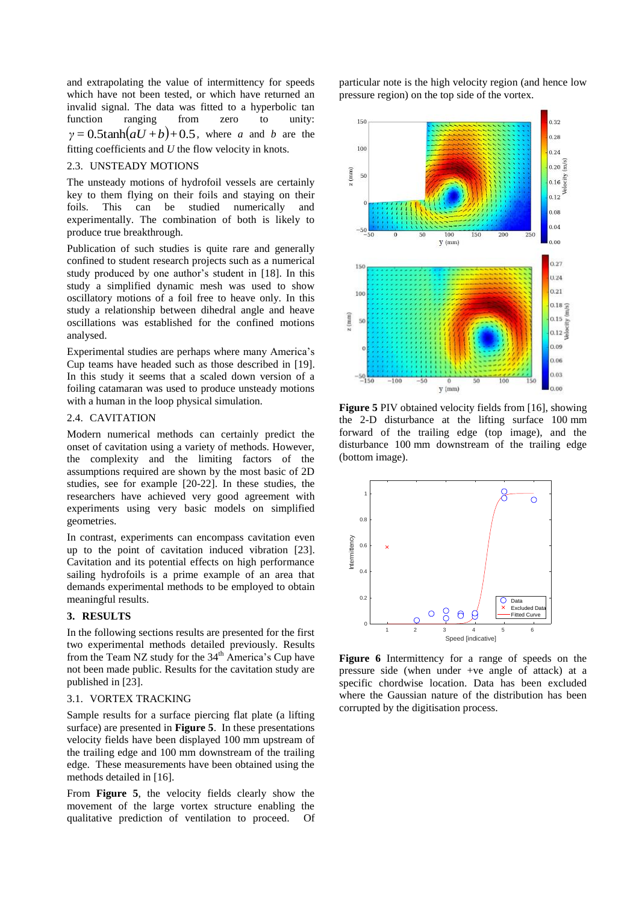and extrapolating the value of intermittency for speeds which have not been tested, or which have returned an invalid signal. The data was fitted to a hyperbolic tan function ranging from zero to unity: $\gamma = 0.5\tanh(aU + b) + 0.5$, where $a$ and $b$ are the fitting coefficients and $U$ the flow velocity in knots.

### 2.3. UNSTEADY MOTIONS

The unsteady motions of hydrofoil vessels are certainly key to them flying on their foils and staying on their foils. This can be studied numerically and experimentally. The combination of both is likely to produce true breakthrough.

Publication of such studies is quite rare and generally confined to student research projects such as a numerical study produced by one author's student in [18]. In this study a simplified dynamic mesh was used to show oscillatory motions of a foil free to heave only. In this study a relationship between dihedral angle and heave oscillations was established for the confined motions analysed.

Experimental studies are perhaps where many America's Cup teams have headed such as those described in [19]. In this study it seems that a scaled down version of a foiling catamaran was used to produce unsteady motions with a human in the loop physical simulation.

### 2.4. CAVITATION

Modern numerical methods can certainly predict the onset of cavitation using a variety of methods. However, the complexity and the limiting factors of the assumptions required are shown by the most basic of 2D studies, see for example [20-22]. In these studies, the researchers have achieved very good agreement with experiments using very basic models on simplified geometries.

In contrast, experiments can encompass cavitation even up to the point of cavitation induced vibration [23]. Cavitation and its potential effects on high performance sailing hydrofoils is a prime example of an area that demands experimental methods to be employed to obtain meaningful results.

## 3. RESULTS

In the following sections results are presented for the first two experimental methods detailed previously. Results from the Team NZ study for the 34th America's Cup have not been made public. Results for the cavitation study are published in [23].

### 3.1. VORTEX TRACKING

Sample results for a surface piercing flat plate (a lifting surface) are presented in **Figure 5**. In these presentations velocity fields have been displayed 100 mm upstream of the trailing edge and 100 mm downstream of the trailing edge. These measurements have been obtained using the methods detailed in [16].

From **Figure 5**, the velocity fields clearly show the movement of the large vortex structure enabling the qualitative prediction of ventilation to proceed. Of particular note is the high velocity region (and hence low pressure region) on the top side of the vortex.

**Figure 5** PIV obtained velocity fields from [16], showing the 2-D disturbance at the lifting surface 100 mm forward of the trailing edge (top image), and the disturbance 100 mm downstream of the trailing edge (bottom image).

**Figure 6** Intermittency for a range of speeds on the pressure side (when under +ve angle of attack) at a specific chordwise location. Data has been excluded where the Gaussian nature of the distribution has been corrupted by the digitisation process.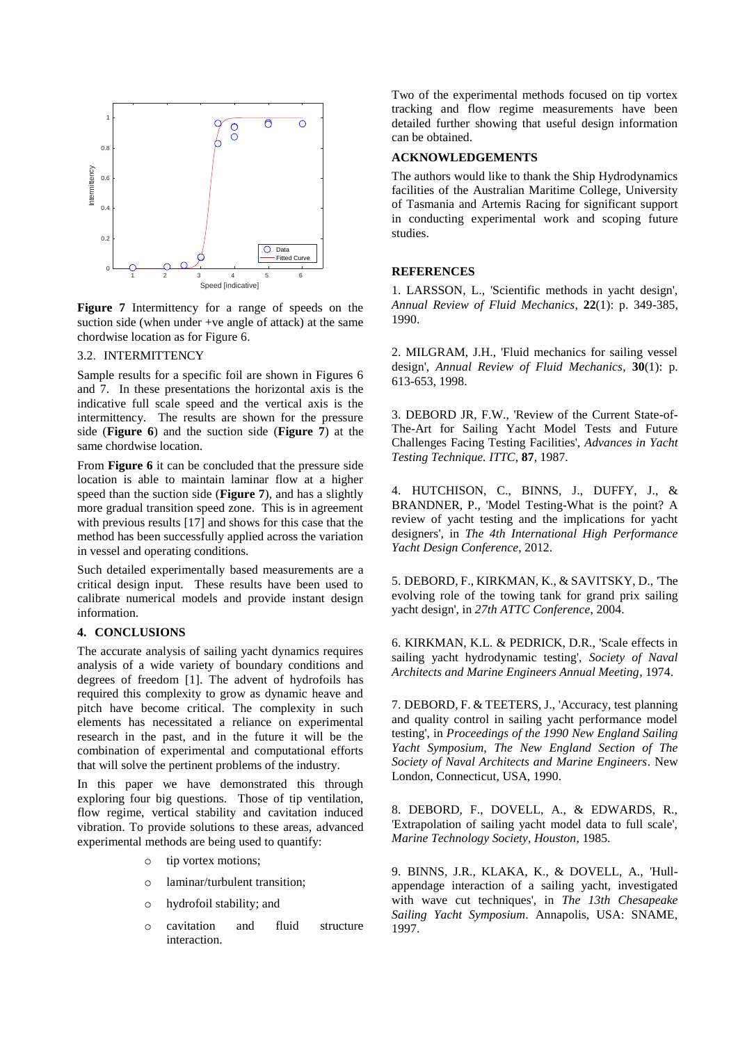**Figure 7** Intermittency for a range of speeds on the suction side (when under +ve angle of attack) at the same chordwise location as for Figure 6.

### 3.2. INTERMITTENCY

Sample results for a specific foil are shown in Figures 6 and 7. In these presentations the horizontal axis is the indicative full scale speed and the vertical axis is the intermittency. The results are shown for the pressure side (**Figure 6**) and the suction side (**Figure 7**) at the same chordwise location.

From **Figure 6** it can be concluded that the pressure side location is able to maintain laminar flow at a higher speed than the suction side (**Figure 7**), and has a slightly more gradual transition speed zone. This is in agreement with previous results [17] and shows for this case that the method has been successfully applied across the variation in vessel and operating conditions.

Such detailed experimentally based measurements are a critical design input. These results have been used to calibrate numerical models and provide instant design information.

## 4. CONCLUSIONS

The accurate analysis of sailing yacht dynamics requires analysis of a wide variety of boundary conditions and degrees of freedom [1]. The advent of hydrofoils has required this complexity to grow as dynamic heave and pitch have become critical. The complexity in such elements has necessitated a reliance on experimental research in the past, and in the future it will be the combination of experimental and computational efforts that will solve the pertinent problems of the industry.

In this paper we have demonstrated this through exploring four big questions. Those of tip ventilation, flow regime, vertical stability and cavitation induced vibration. To provide solutions to these areas, advanced experimental methods are being used to quantify:

- tip vortex motions;
- laminar/turbulent transition;
- hydrofoil stability; and
- cavitation and fluid structure interaction.

Two of the experimental methods focused on tip vortex tracking and flow regime measurements have been detailed further showing that useful design information can be obtained.

## ACKNOWLEDGEMENTS

The authors would like to thank the Ship Hydrodynamics facilities of the Australian Maritime College, University of Tasmania and Artemis Racing for significant support in conducting experimental work and scoping future studies.

## REFERENCES

1. LARSSON, L., 'Scientific methods in yacht design', *Annual Review of Fluid Mechanics*, **22**(1): p. 349-385, 1990.

2. MILGRAM, J.H., 'Fluid mechanics for sailing vessel design', *Annual Review of Fluid Mechanics*, **30**(1): p. 613-653, 1998.

3. DEBORD JR, F.W., 'Review of the Current State-of-The-Art for Sailing Yacht Model Tests and Future Challenges Facing Testing Facilities', *Advances in Yacht Testing Technique. ITTC*, **87**, 1987.

4. HUTCHISON, C., BINNS, J., DUFFY, J., & BRANDNER, P., 'Model Testing-What is the point? A review of yacht testing and the implications for yacht designers', in *The 4th International High Performance Yacht Design Conference*, 2012.

5. DEBORD, F., KIRKMAN, K., & SAVITSKY, D., 'The evolving role of the towing tank for grand prix sailing yacht design', in *27th ATTC Conference*, 2004.

6. KIRKMAN, K.L. & PEDRICK, D.R., 'Scale effects in sailing yacht hydrodynamic testing', *Society of Naval Architects and Marine Engineers Annual Meeting*, 1974.

7. DEBORD, F. & TEETERS, J., 'Accuracy, test planning and quality control in sailing yacht performance model testing', in *Proceedings of the 1990 New England Sailing Yacht Symposium, The New England Section of The Society of Naval Architects and Marine Engineers*. New London, Connecticut, USA, 1990.

8. DEBORD, F., DOVELL, A., & EDWARDS, R., 'Extrapolation of sailing yacht model data to full scale', *Marine Technology Society, Houston*, 1985.

9. BINNS, J.R., KLAKA, K., & DOVELL, A., 'Hull-appendage interaction of a sailing yacht, investigated with wave cut techniques', in *The 13th Chesapeake Sailing Yacht Symposium*. Annapolis, USA: SNAME, 1997.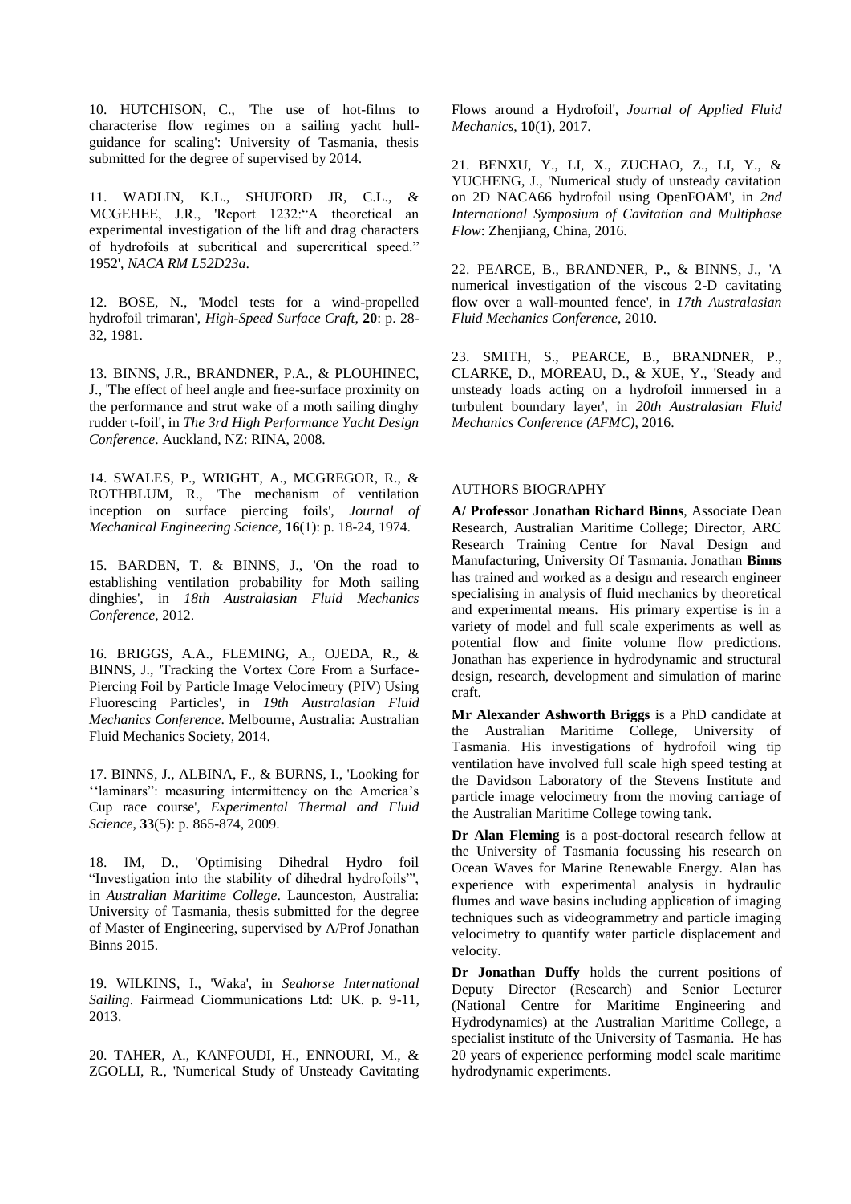10. HUTCHISON, C., 'The use of hot-films to characterise flow regimes on a sailing yacht hull- guidance for scaling': University of Tasmania, thesis submitted for the degree of supervised by 2014.

11. WADLIN, K.L., SHUFORD JR, C.L., & MCGEHEE, J.R., 'Report 1232:"A theoretical an experimental investigation of the lift and drag characters of hydrofoils at subcritical and supercritical speed." 1952', *NACA RM L52D23a*.

12. BOSE, N., 'Model tests for a wind-propelled hydrofoil trimaran', *High-Speed Surface Craft*, **20**: p. 28-32, 1981.

13. BINNS, J.R., BRANDNER, P.A., & PLOUHINEC, J., 'The effect of heel angle and free-surface proximity on the performance and strut wake of a moth sailing dinghy rudder t-foil', in *The 3rd High Performance Yacht Design Conference*. Auckland, NZ: RINA, 2008.

14. SWALES, P., WRIGHT, A., MCGREGOR, R., & ROTHBLUM, R., 'The mechanism of ventilation inception on surface piercing foils', *Journal of Mechanical Engineering Science*, **16**(1): p. 18-24, 1974.

15. BARDEN, T. & BINNS, J., 'On the road to establishing ventilation probability for Moth sailing dinghies', in *18th Australasian Fluid Mechanics Conference*, 2012.

16. BRIGGS, A.A., FLEMING, A., OJEDA, R., & BINNS, J., 'Tracking the Vortex Core From a Surface-Piercing Foil by Particle Image Velocimetry (PIV) Using Fluorescing Particles', in *19th Australasian Fluid Mechanics Conference*. Melbourne, Australia: Australian Fluid Mechanics Society, 2014.

17. BINNS, J., ALBINA, F., & BURNS, I., 'Looking for ''laminars'': measuring intermittency on the America's Cup race course', *Experimental Thermal and Fluid Science*, **33**(5): p. 865-874, 2009.

18. IM, D., 'Optimising Dihedral Hydro foil "Investigation into the stability of dihedral hydrofoils"', in *Australian Maritime College*. Launceston, Australia: University of Tasmania, thesis submitted for the degree of Master of Engineering, supervised by A/Prof Jonathan Binns 2015.

19. WILKINS, I., 'Waka', in *Seahorse International Sailing*. Fairmead Ciommunications Ltd: UK. p. 9-11, 2013.

20. TAHER, A., KANFOUDI, H., ENNOURI, M., & ZGOLLI, R., 'Numerical Study of Unsteady Cavitating Flows around a Hydrofoil', *Journal of Applied Fluid Mechanics*, **10**(1), 2017.

21. BENXU, Y., LI, X., ZUCHAO, Z., LI, Y., & YUCHENG, J., 'Numerical study of unsteady cavitation on 2D NACA66 hydrofoil using OpenFOAM', in *2nd International Symposium of Cavitation and Multiphase Flow*: Zhenjiang, China, 2016.

22. PEARCE, B., BRANDNER, P., & BINNS, J., 'A numerical investigation of the viscous 2-D cavitating flow over a wall-mounted fence', in *17th Australasian Fluid Mechanics Conference*, 2010.

23. SMITH, S., PEARCE, B., BRANDNER, P., CLARKE, D., MOREAU, D., & XUE, Y., 'Steady and unsteady loads acting on a hydrofoil immersed in a turbulent boundary layer', in *20th Australasian Fluid Mechanics Conference (AFMC)*, 2016.

## AUTHORS BIOGRAPHY

**A/ Professor Jonathan Richard Binns**, Associate Dean Research, Australian Maritime College; Director, ARC Research Training Centre for Naval Design and Manufacturing, University Of Tasmania. Jonathan **Binns** has trained and worked as a design and research engineer specialising in analysis of fluid mechanics by theoretical and experimental means. His primary expertise is in a variety of model and full scale experiments as well as potential flow and finite volume flow predictions. Jonathan has experience in hydrodynamic and structural design, research, development and simulation of marine craft.

**Mr Alexander Ashworth Briggs** is a PhD candidate at the Australian Maritime College, University of Tasmania. His investigations of hydrofoil wing tip ventilation have involved full scale high speed testing at the Davidson Laboratory of the Stevens Institute and particle image velocimetry from the moving carriage of the Australian Maritime College towing tank.

**Dr Alan Fleming** is a post-doctoral research fellow at the University of Tasmania focussing his research on Ocean Waves for Marine Renewable Energy. Alan has experience with experimental analysis in hydraulic flumes and wave basins including application of imaging techniques such as videogrammetry and particle imaging velocimetry to quantify water particle displacement and velocity.

**Dr Jonathan Duffy** holds the current positions of Deputy Director (Research) and Senior Lecturer (National Centre for Maritime Engineering and Hydrodynamics) at the Australian Maritime College, a specialist institute of the University of Tasmania. He has 20 years of experience performing model scale maritime hydrodynamic experiments.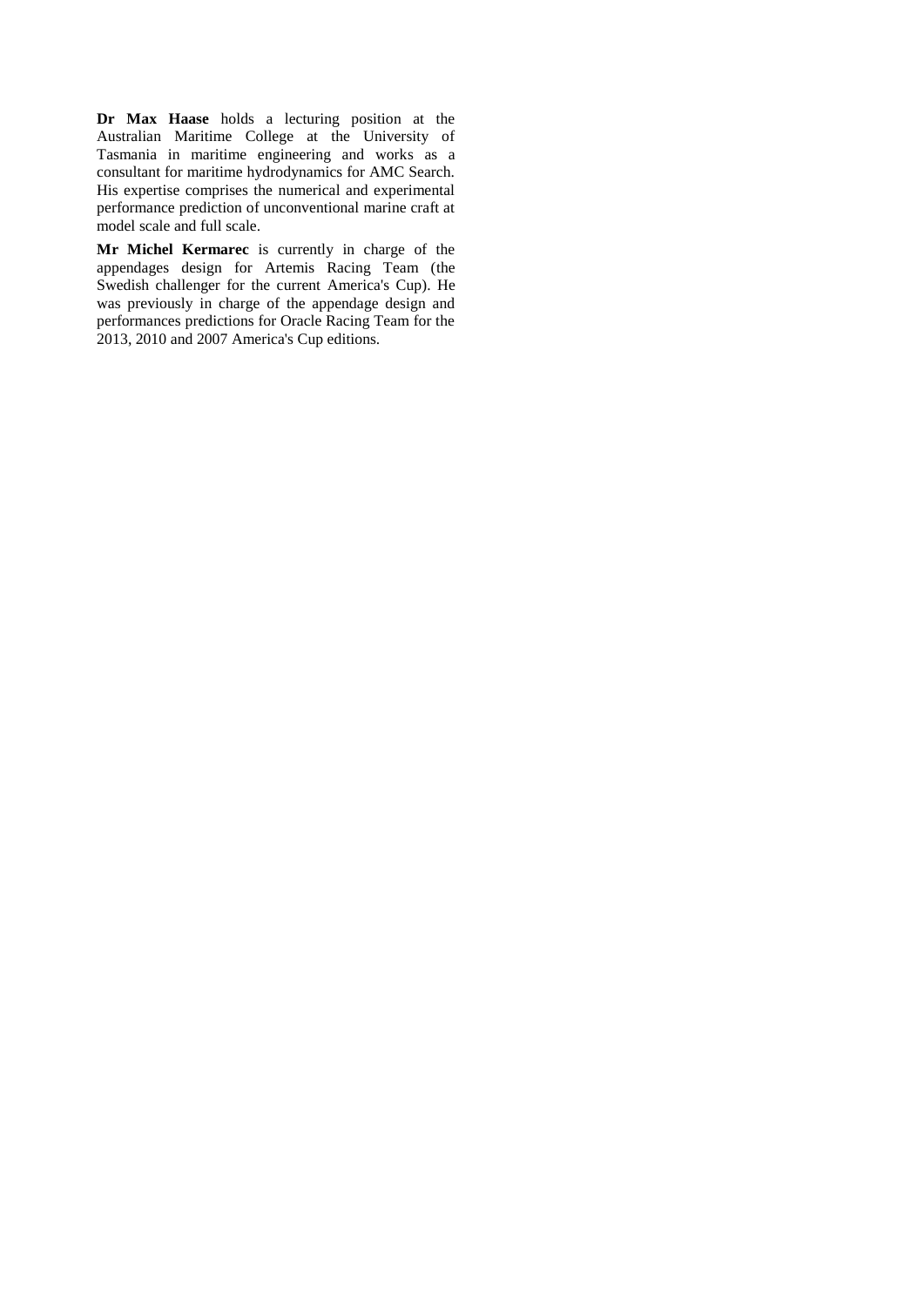**Dr Max Haase** holds a lecturing position at the Australian Maritime College at the University of Tasmania in maritime engineering and works as a consultant for maritime hydrodynamics for AMC Search. His expertise comprises the numerical and experimental performance prediction of unconventional marine craft at model scale and full scale.

**Mr Michel Kermarec** is currently in charge of the appendages design for Artemis Racing Team (the Swedish challenger for the current America's Cup). He was previously in charge of the appendage design and performances predictions for Oracle Racing Team for the 2013, 2010 and 2007 America's Cup editions.